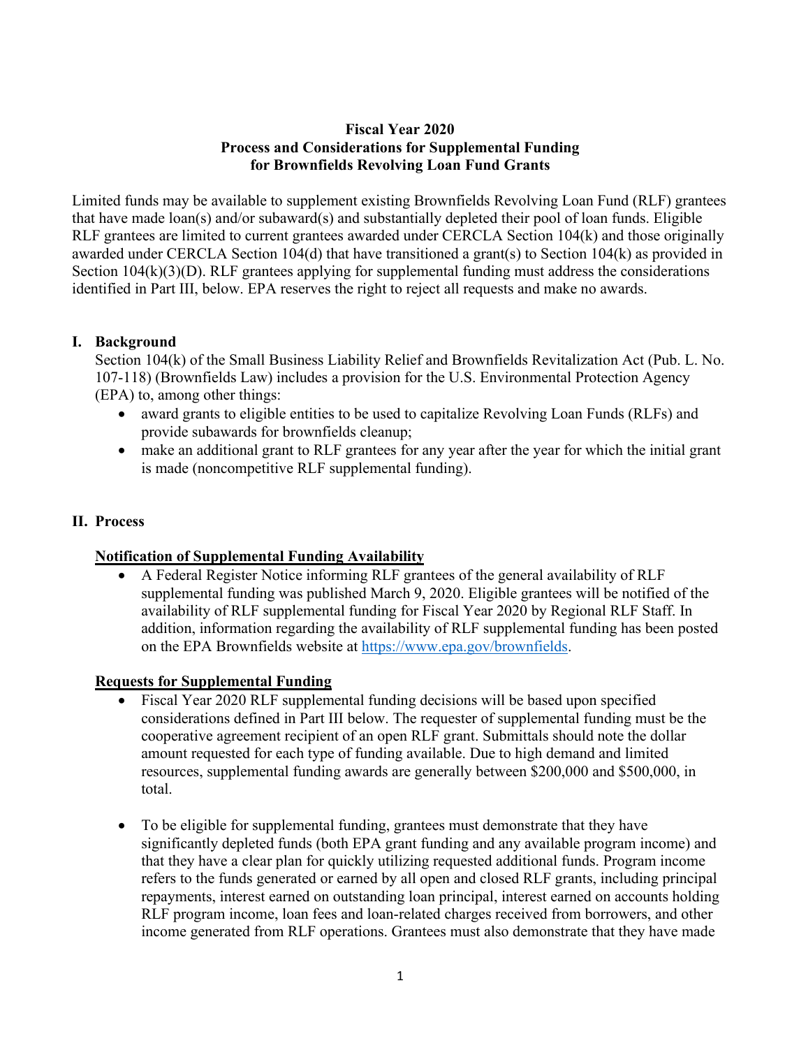**Fiscal Year 2020**
**Process and Considerations for Supplemental Funding**
**for Brownfields Revolving Loan Fund Grants**

Limited funds may be available to supplement existing Brownfields Revolving Loan Fund (RLF) grantees that have made loan(s) and/or subaward(s) and substantially depleted their pool of loan funds. Eligible RLF grantees are limited to current grantees awarded under CERCLA Section 104(k) and those originally awarded under CERCLA Section 104(d) that have transitioned a grant(s) to Section 104(k) as provided in Section 104(k)(3)(D). RLF grantees applying for supplemental funding must address the considerations identified in Part III, below. EPA reserves the right to reject all requests and make no awards.

## I. Background

Section 104(k) of the Small Business Liability Relief and Brownfields Revitalization Act (Pub. L. No. 107-118) (Brownfields Law) includes a provision for the U.S. Environmental Protection Agency (EPA) to, among other things:

- award grants to eligible entities to be used to capitalize Revolving Loan Funds (RLFs) and provide subawards for brownfields cleanup;
- make an additional grant to RLF grantees for any year after the year for which the initial grant is made (noncompetitive RLF supplemental funding).

## II. Process

**<u>Notification of Supplemental Funding Availability</u>**

- A Federal Register Notice informing RLF grantees of the general availability of RLF supplemental funding was published March 9, 2020. Eligible grantees will be notified of the availability of RLF supplemental funding for Fiscal Year 2020 by Regional RLF Staff. In addition, information regarding the availability of RLF supplemental funding has been posted on the EPA Brownfields website at https://www.epa.gov/brownfields.

**<u>Requests for Supplemental Funding</u>**

- Fiscal Year 2020 RLF supplemental funding decisions will be based upon specified considerations defined in Part III below. The requester of supplemental funding must be the cooperative agreement recipient of an open RLF grant. Submittals should note the dollar amount requested for each type of funding available. Due to high demand and limited resources, supplemental funding awards are generally between $200,000 and $500,000, in total.

- To be eligible for supplemental funding, grantees must demonstrate that they have significantly depleted funds (both EPA grant funding and any available program income) and that they have a clear plan for quickly utilizing requested additional funds. Program income refers to the funds generated or earned by all open and closed RLF grants, including principal repayments, interest earned on outstanding loan principal, interest earned on accounts holding RLF program income, loan fees and loan-related charges received from borrowers, and other income generated from RLF operations. Grantees must also demonstrate that they have made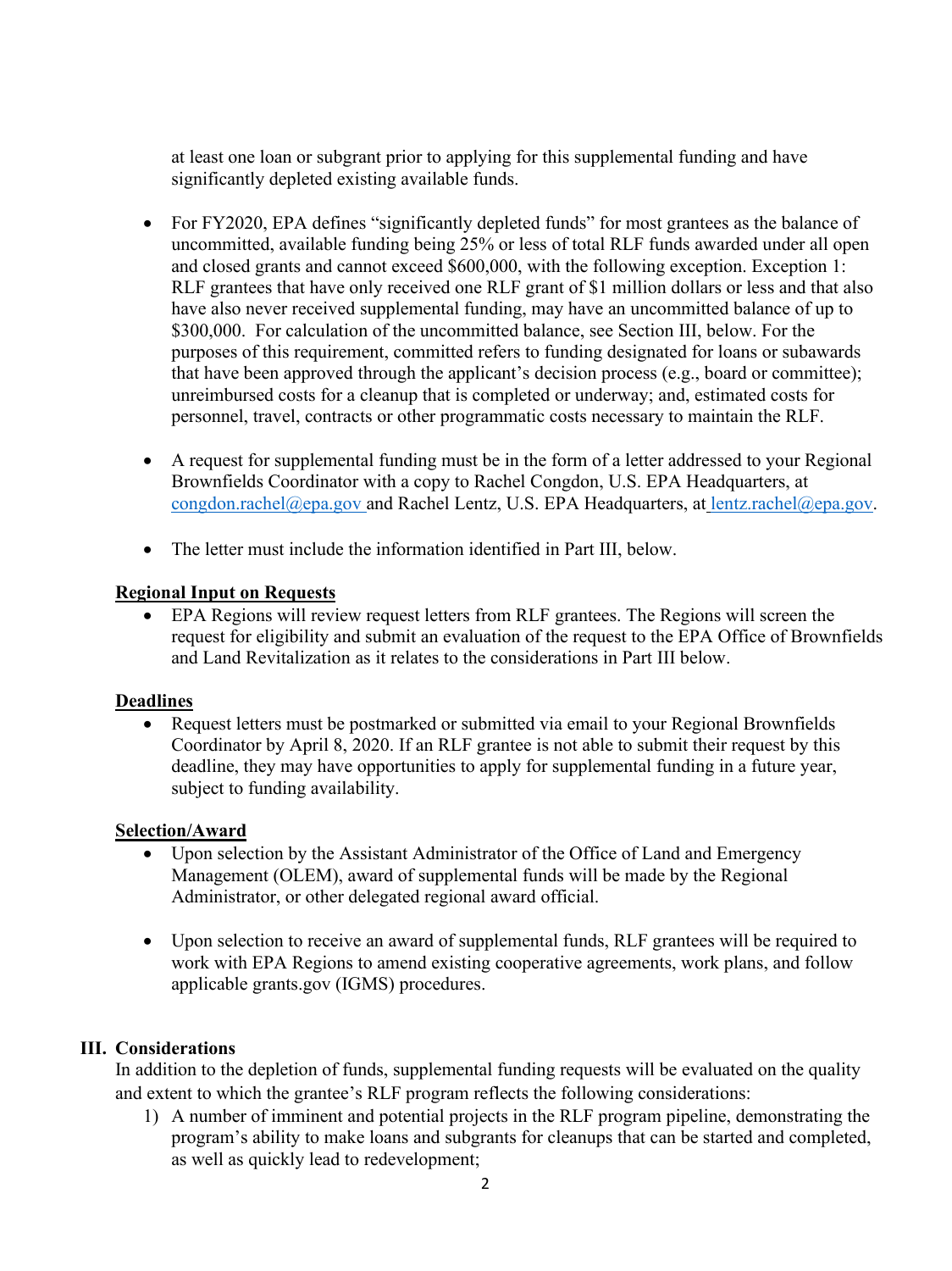at least one loan or subgrant prior to applying for this supplemental funding and have significantly depleted existing available funds.

- For FY2020, EPA defines "significantly depleted funds" for most grantees as the balance of uncommitted, available funding being 25% or less of total RLF funds awarded under all open and closed grants and cannot exceed $600,000, with the following exception. Exception 1: RLF grantees that have only received one RLF grant of $1 million dollars or less and that also have also never received supplemental funding, may have an uncommitted balance of up to $300,000. For calculation of the uncommitted balance, see Section III, below. For the purposes of this requirement, committed refers to funding designated for loans or subawards that have been approved through the applicant's decision process (e.g., board or committee); unreimbursed costs for a cleanup that is completed or underway; and, estimated costs for personnel, travel, contracts or other programmatic costs necessary to maintain the RLF.

- A request for supplemental funding must be in the form of a letter addressed to your Regional Brownfields Coordinator with a copy to Rachel Congdon, U.S. EPA Headquarters, at congdon.rachel@epa.gov and Rachel Lentz, U.S. EPA Headquarters, at lentz.rachel@epa.gov.

- The letter must include the information identified in Part III, below.

**Regional Input on Requests**

- EPA Regions will review request letters from RLF grantees. The Regions will screen the request for eligibility and submit an evaluation of the request to the EPA Office of Brownfields and Land Revitalization as it relates to the considerations in Part III below.

**Deadlines**

- Request letters must be postmarked or submitted via email to your Regional Brownfields Coordinator by April 8, 2020. If an RLF grantee is not able to submit their request by this deadline, they may have opportunities to apply for supplemental funding in a future year, subject to funding availability.

**Selection/Award**

- Upon selection by the Assistant Administrator of the Office of Land and Emergency Management (OLEM), award of supplemental funds will be made by the Regional Administrator, or other delegated regional award official.

- Upon selection to receive an award of supplemental funds, RLF grantees will be required to work with EPA Regions to amend existing cooperative agreements, work plans, and follow applicable grants.gov (IGMS) procedures.

## III. Considerations

In addition to the depletion of funds, supplemental funding requests will be evaluated on the quality and extent to which the grantee's RLF program reflects the following considerations:

1) A number of imminent and potential projects in the RLF program pipeline, demonstrating the program's ability to make loans and subgrants for cleanups that can be started and completed, as well as quickly lead to redevelopment;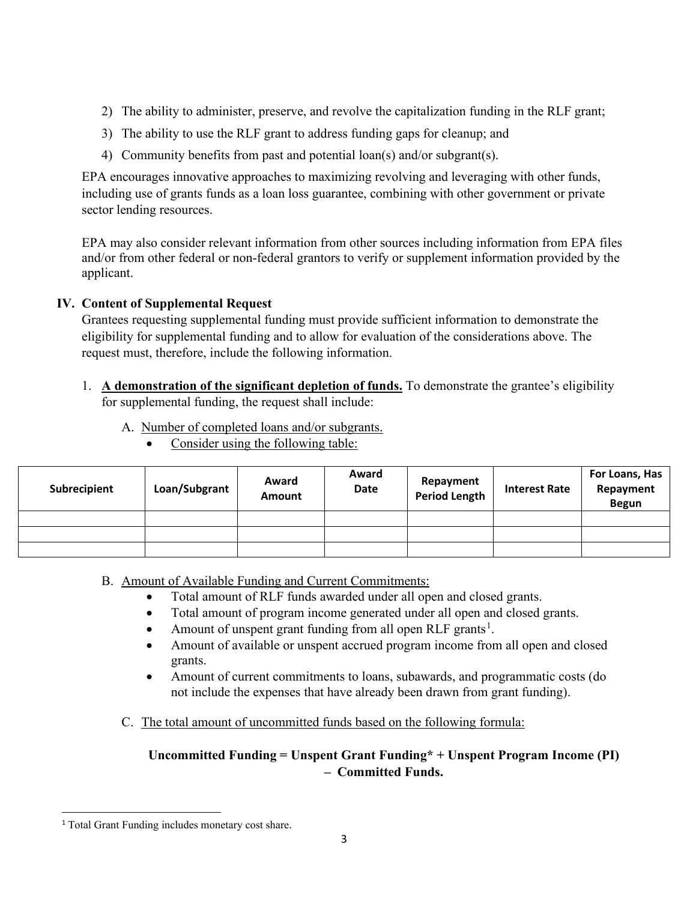2) The ability to administer, preserve, and revolve the capitalization funding in the RLF grant;
3) The ability to use the RLF grant to address funding gaps for cleanup; and
4) Community benefits from past and potential loan(s) and/or subgrant(s).

EPA encourages innovative approaches to maximizing revolving and leveraging with other funds, including use of grants funds as a loan loss guarantee, combining with other government or private sector lending resources.

EPA may also consider relevant information from other sources including information from EPA files and/or from other federal or non-federal grantors to verify or supplement information provided by the applicant.

## IV. Content of Supplemental Request

Grantees requesting supplemental funding must provide sufficient information to demonstrate the eligibility for supplemental funding and to allow for evaluation of the considerations above. The request must, therefore, include the following information.

1. **A demonstration of the significant depletion of funds.** To demonstrate the grantee's eligibility for supplemental funding, the request shall include:

   A. Number of completed loans and/or subgrants.
      - Consider using the following table:

| Subrecipient | Loan/Subgrant | Award Amount | Award Date | Repayment Period Length | Interest Rate | For Loans, Has Repayment Begun |
|---|---|---|---|---|---|---|
| | | | | | | |
| | | | | | | |
| | | | | | | |

   B. Amount of Available Funding and Current Commitments:
      - Total amount of RLF funds awarded under all open and closed grants.
      - Total amount of program income generated under all open and closed grants.
      - Amount of unspent grant funding from all open RLF grants[1].
      - Amount of available or unspent accrued program income from all open and closed grants.
      - Amount of current commitments to loans, subawards, and programmatic costs (do not include the expenses that have already been drawn from grant funding).

   C. The total amount of uncommitted funds based on the following formula:

**Uncommitted Funding = Unspent Grant Funding* + Unspent Program Income (PI) – Committed Funds.**

[1] Total Grant Funding includes monetary cost share.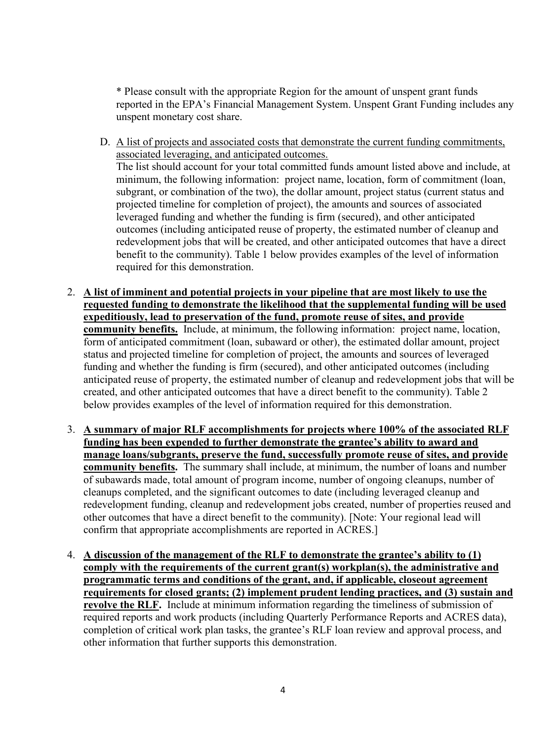* Please consult with the appropriate Region for the amount of unspent grant funds reported in the EPA's Financial Management System. Unspent Grant Funding includes any unspent monetary cost share.

D. A list of projects and associated costs that demonstrate the current funding commitments, associated leveraging, and anticipated outcomes.
   The list should account for your total committed funds amount listed above and include, at minimum, the following information: project name, location, form of commitment (loan, subgrant, or combination of the two), the dollar amount, project status (current status and projected timeline for completion of project), the amounts and sources of associated leveraged funding and whether the funding is firm (secured), and other anticipated outcomes (including anticipated reuse of property, the estimated number of cleanup and redevelopment jobs that will be created, and other anticipated outcomes that have a direct benefit to the community). Table 1 below provides examples of the level of information required for this demonstration.

2. **A list of imminent and potential projects in your pipeline that are most likely to use the requested funding to demonstrate the likelihood that the supplemental funding will be used expeditiously, lead to preservation of the fund, promote reuse of sites, and provide community benefits.** Include, at minimum, the following information: project name, location, form of anticipated commitment (loan, subaward or other), the estimated dollar amount, project status and projected timeline for completion of project, the amounts and sources of leveraged funding and whether the funding is firm (secured), and other anticipated outcomes (including anticipated reuse of property, the estimated number of cleanup and redevelopment jobs that will be created, and other anticipated outcomes that have a direct benefit to the community). Table 2 below provides examples of the level of information required for this demonstration.

3. **A summary of major RLF accomplishments for projects where 100% of the associated RLF funding has been expended to further demonstrate the grantee's ability to award and manage loans/subgrants, preserve the fund, successfully promote reuse of sites, and provide community benefits.** The summary shall include, at minimum, the number of loans and number of subawards made, total amount of program income, number of ongoing cleanups, number of cleanups completed, and the significant outcomes to date (including leveraged cleanup and redevelopment funding, cleanup and redevelopment jobs created, number of properties reused and other outcomes that have a direct benefit to the community). [Note: Your regional lead will confirm that appropriate accomplishments are reported in ACRES.]

4. **A discussion of the management of the RLF to demonstrate the grantee's ability to (1) comply with the requirements of the current grant(s) workplan(s), the administrative and programmatic terms and conditions of the grant, and, if applicable, closeout agreement requirements for closed grants; (2) implement prudent lending practices, and (3) sustain and revolve the RLF.** Include at minimum information regarding the timeliness of submission of required reports and work products (including Quarterly Performance Reports and ACRES data), completion of critical work plan tasks, the grantee's RLF loan review and approval process, and other information that further supports this demonstration.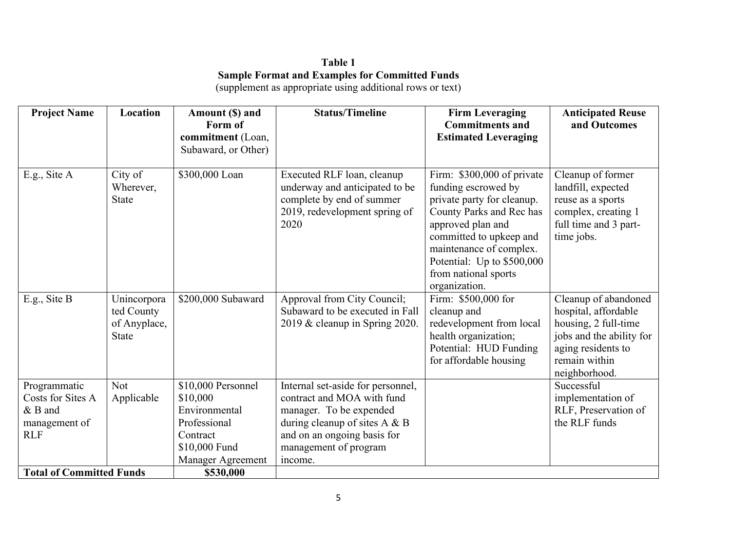**Table 1**
**Sample Format and Examples for Committed Funds**
(supplement as appropriate using additional rows or text)

| Project Name | Location | Amount ($) and Form of commitment (Loan, Subaward, or Other) | Status/Timeline | Firm Leveraging Commitments and Estimated Leveraging | Anticipated Reuse and Outcomes |
|---|---|---|---|---|---|
| E.g., Site A | City of Wherever, State | $300,000 Loan | Executed RLF loan, cleanup underway and anticipated to be complete by end of summer 2019, redevelopment spring of 2020 | Firm: $300,000 of private funding escrowed by private party for cleanup. County Parks and Rec has approved plan and committed to upkeep and maintenance of complex. Potential: Up to $500,000 from national sports organization. | Cleanup of former landfill, expected reuse as a sports complex, creating 1 full time and 3 part-time jobs. |
| E.g., Site B | Unincorporated County of Anyplace, State | $200,000 Subaward | Approval from City Council; Subaward to be executed in Fall 2019 & cleanup in Spring 2020. | Firm: $500,000 for cleanup and redevelopment from local health organization; Potential: HUD Funding for affordable housing | Cleanup of abandoned hospital, affordable housing, 2 full-time jobs and the ability for aging residents to remain within neighborhood. |
| Programmatic Costs for Sites A & B and management of RLF | Not Applicable | $10,000 Personnel<br>$10,000 Environmental Professional Contract<br>$10,000 Fund Manager Agreement | Internal set-aside for personnel, contract and MOA with fund manager. To be expended during cleanup of sites A & B and on an ongoing basis for management of program income. | | Successful implementation of RLF, Preservation of the RLF funds |
| **Total of Committed Funds** | | **$530,000** | | | |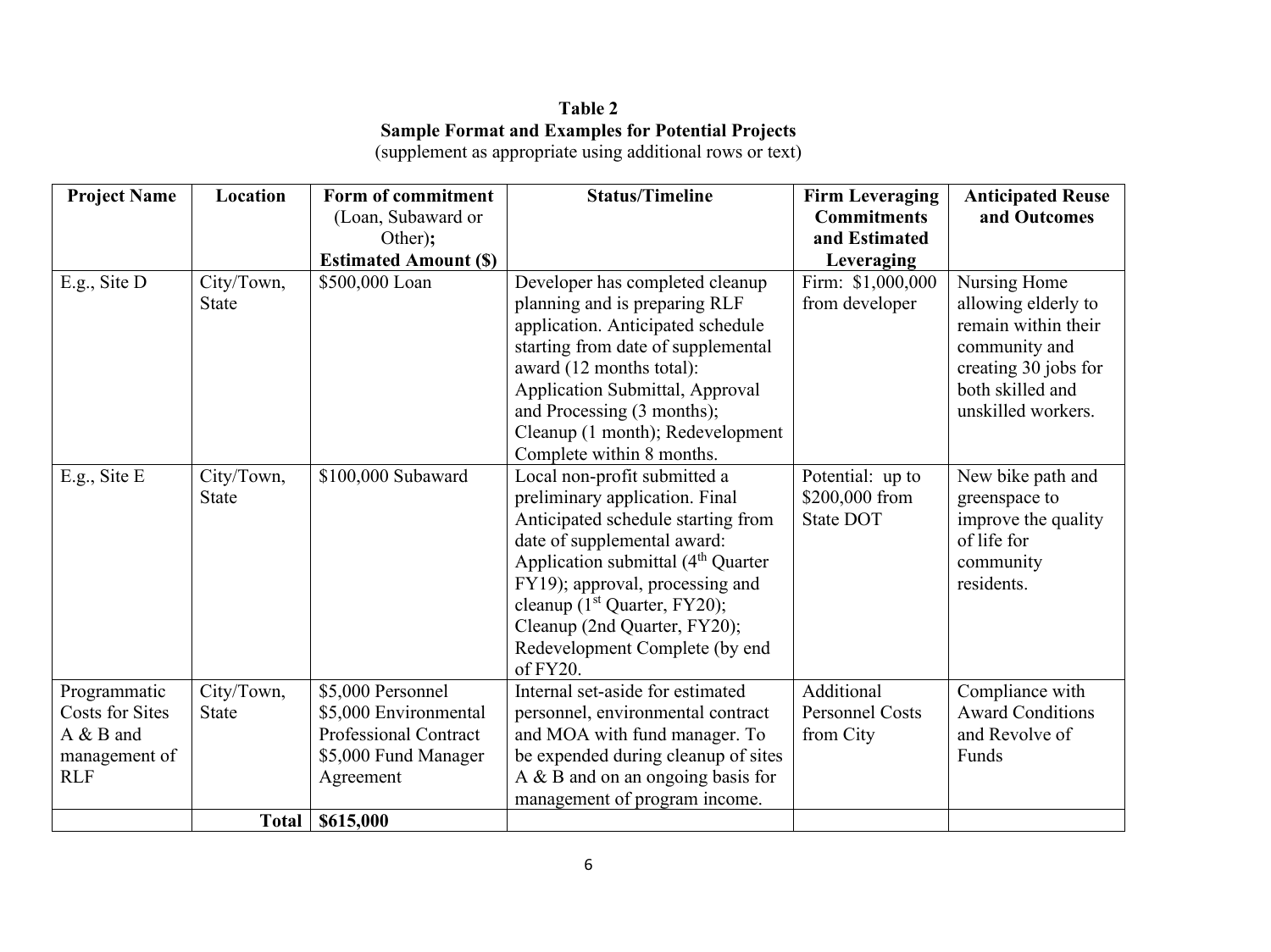**Table 2**
**Sample Format and Examples for Potential Projects**
(supplement as appropriate using additional rows or text)

| Project Name | Location | Form of commitment (Loan, Subaward or Other); **Estimated Amount ($)** | Status/Timeline | Firm Leveraging Commitments and Estimated Leveraging | Anticipated Reuse and Outcomes |
|---|---|---|---|---|---|
| E.g., Site D | City/Town, State | $500,000 Loan | Developer has completed cleanup planning and is preparing RLF application. Anticipated schedule starting from date of supplemental award (12 months total): Application Submittal, Approval and Processing (3 months); Cleanup (1 month); Redevelopment Complete within 8 months. | Firm: $1,000,000 from developer | Nursing Home allowing elderly to remain within their community and creating 30 jobs for both skilled and unskilled workers. |
| E.g., Site E | City/Town, State | $100,000 Subaward | Local non-profit submitted a preliminary application. Final Anticipated schedule starting from date of supplemental award: Application submittal (4th Quarter FY19); approval, processing and cleanup (1st Quarter, FY20); Cleanup (2nd Quarter, FY20); Redevelopment Complete (by end of FY20. | Potential: up to $200,000 from State DOT | New bike path and greenspace to improve the quality of life for community residents. |
| Programmatic Costs for Sites A & B and management of RLF | City/Town, State | $5,000 Personnel<br>$5,000 Environmental Professional Contract<br>$5,000 Fund Manager Agreement | Internal set-aside for estimated personnel, environmental contract and MOA with fund manager. To be expended during cleanup of sites A & B and on an ongoing basis for management of program income. | Additional Personnel Costs from City | Compliance with Award Conditions and Revolve of Funds |
| | **Total** | **$615,000** | | | |